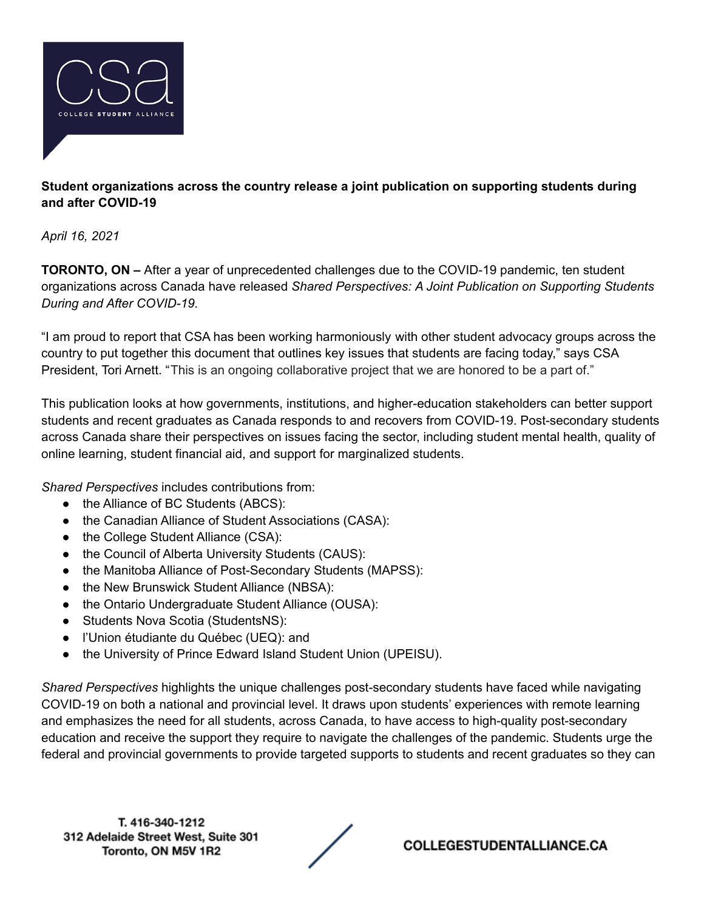**Student organizations across the country release a joint publication on supporting students during and after COVID-19**

*April 16, 2021*

**TORONTO, ON –** After a year of unprecedented challenges due to the COVID-19 pandemic, ten student organizations across Canada have released *Shared Perspectives: A Joint Publication on Supporting Students During and After COVID-19.*

"I am proud to report that CSA has been working harmoniously with other student advocacy groups across the country to put together this document that outlines key issues that students are facing today," says CSA President, Tori Arnett. "This is an ongoing collaborative project that we are honored to be a part of."

This publication looks at how governments, institutions, and higher-education stakeholders can better support students and recent graduates as Canada responds to and recovers from COVID-19. Post-secondary students across Canada share their perspectives on issues facing the sector, including student mental health, quality of online learning, student financial aid, and support for marginalized students.

*Shared Perspectives* includes contributions from:

- the Alliance of BC Students (ABCS):
- the Canadian Alliance of Student Associations (CASA):
- the College Student Alliance (CSA):
- the Council of Alberta University Students (CAUS):
- the Manitoba Alliance of Post-Secondary Students (MAPSS):
- the New Brunswick Student Alliance (NBSA):
- the Ontario Undergraduate Student Alliance (OUSA):
- Students Nova Scotia (StudentsNS):
- l'Union étudiante du Québec (UEQ): and
- the University of Prince Edward Island Student Union (UPEISU).

*Shared Perspectives* highlights the unique challenges post-secondary students have faced while navigating COVID-19 on both a national and provincial level. It draws upon students' experiences with remote learning and emphasizes the need for all students, across Canada, to have access to high-quality post-secondary education and receive the support they require to navigate the challenges of the pandemic. Students urge the federal and provincial governments to provide targeted supports to students and recent graduates so they can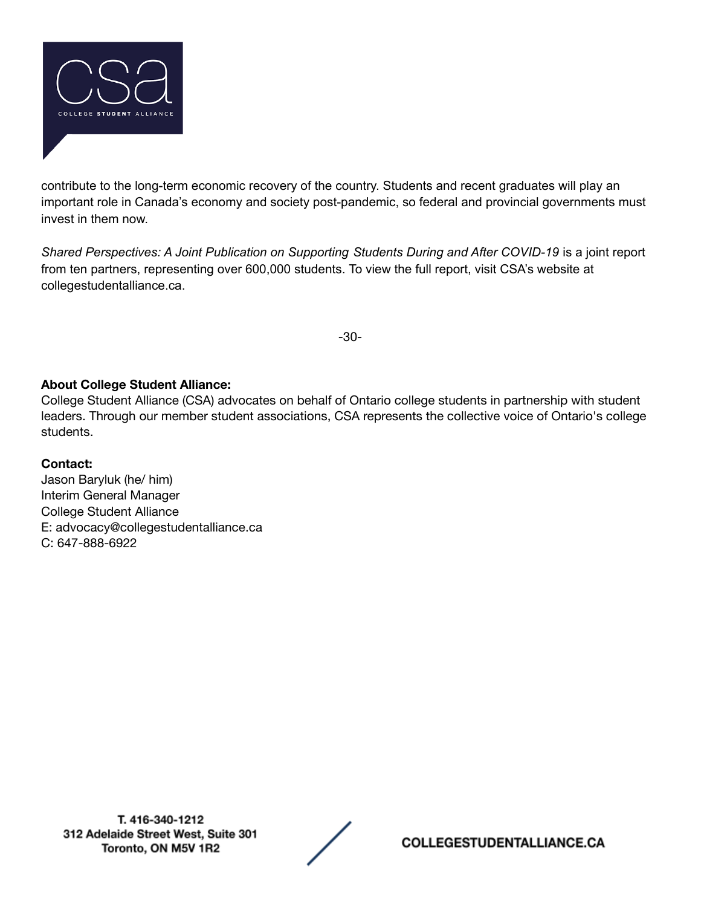contribute to the long-term economic recovery of the country. Students and recent graduates will play an important role in Canada's economy and society post-pandemic, so federal and provincial governments must invest in them now.

*Shared Perspectives: A Joint Publication on Supporting Students During and After COVID-19* is a joint report from ten partners, representing over 600,000 students. To view the full report, visit CSA's website at collegestudentalliance.ca.

-30-

**About College Student Alliance:**

College Student Alliance (CSA) advocates on behalf of Ontario college students in partnership with student leaders. Through our member student associations, CSA represents the collective voice of Ontario's college students.

**Contact:**

Jason Baryluk (he/ him)
Interim General Manager
College Student Alliance
E: advocacy@collegestudentalliance.ca
C: 647-888-6922